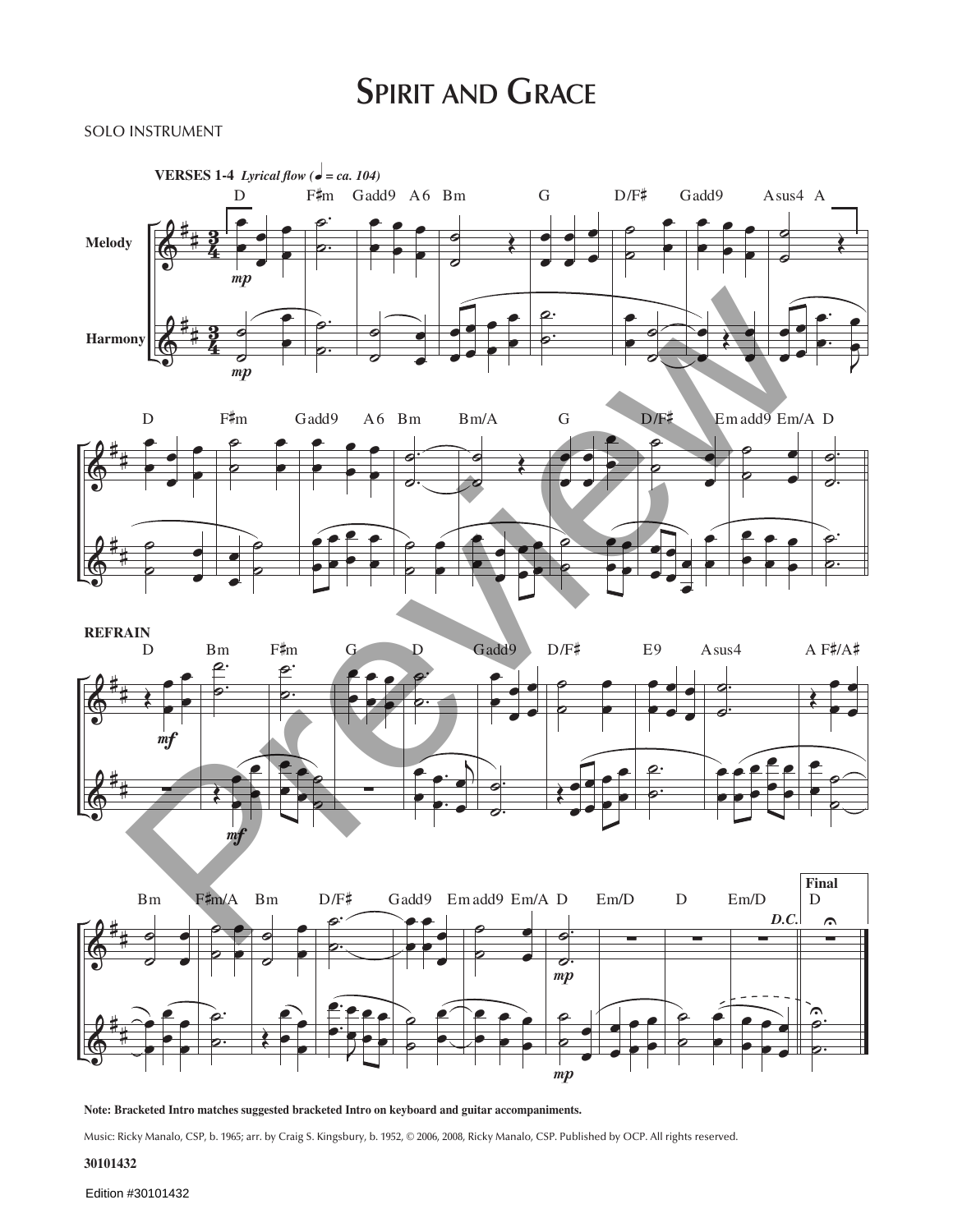# Spirit and Grace

SOLO INSTRUMENT

**VERSES 1-4** *Lyrical flow (♩ = ca. 104)*

D F♯m Gadd9 A6 Bm G D/F♯ Gadd9 Asus4 A

Melody

Harmony

D F♯m Gadd9 A6 Bm Bm/A G D/F♯ Em add9 Em/A D

**REFRAIN**

D Bm F♯m G D Gadd9 D/F♯ E9 Asus4 A F♯/A♯

Bm F♯m/A Bm D/F♯ Gadd9 Em add9 Em/A D Em/D D Em/D *D.C.* **Final** D

**Note: Bracketed Intro matches suggested bracketed Intro on keyboard and guitar accompaniments.**

Music: Ricky Manalo, CSP, b. 1965; arr. by Craig S. Kingsbury, b. 1952, © 2006, 2008, Ricky Manalo, CSP. Published by OCP. All rights reserved.

**30101432**

Edition #30101432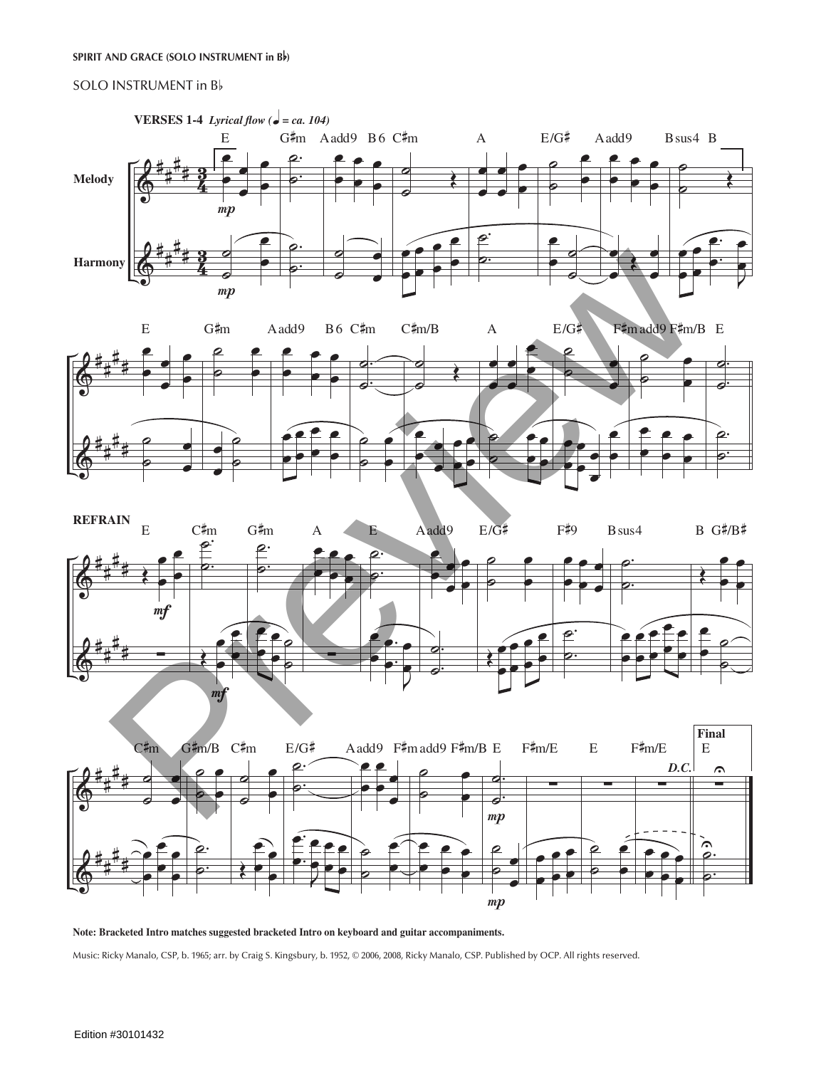SOLO INSTRUMENT in B♭

**Note: Bracketed Intro matches suggested bracketed Intro on keyboard and guitar accompaniments.**

Music: Ricky Manalo, CSP, b. 1965; arr. by Craig S. Kingsbury, b. 1952, © 2006, 2008, Ricky Manalo, CSP. Published by OCP. All rights reserved.

Edition #30101432